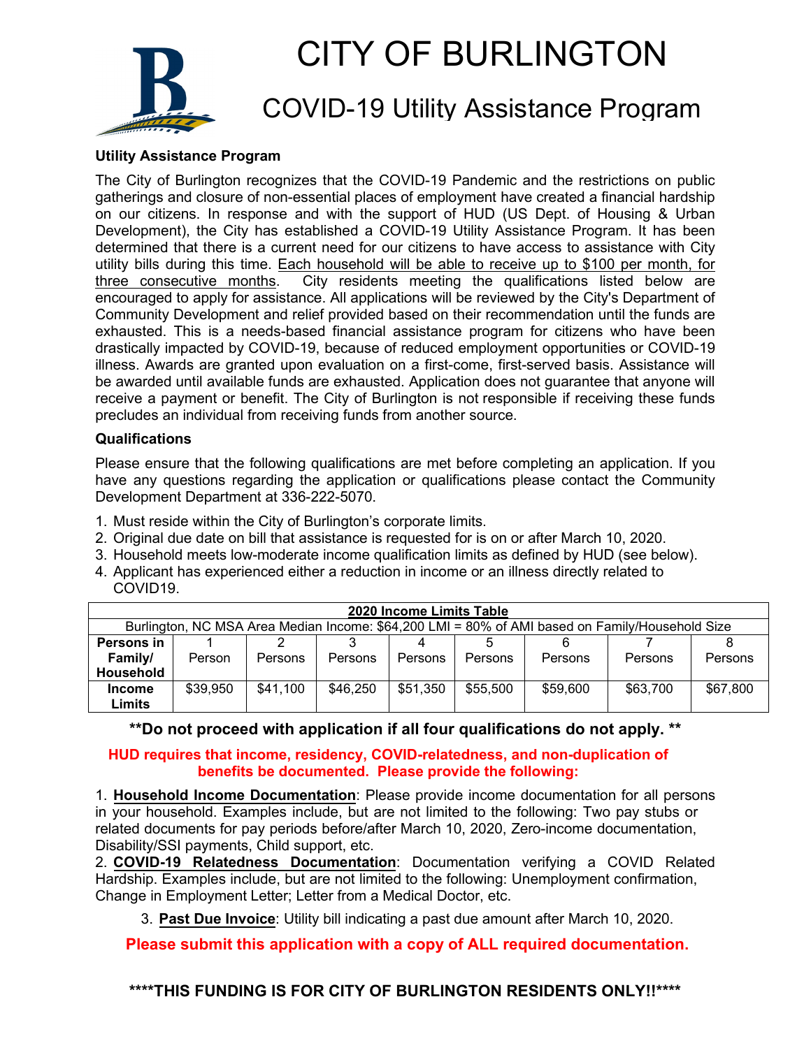# CITY OF BURLINGTON

## COVID-19 Utility Assistance Program

**Utility Assistance Program**

The City of Burlington recognizes that the COVID-19 Pandemic and the restrictions on public gatherings and closure of non-essential places of employment have created a financial hardship on our citizens. In response and with the support of HUD (US Dept. of Housing & Urban Development), the City has established a COVID-19 Utility Assistance Program. It has been determined that there is a current need for our citizens to have access to assistance with City utility bills during this time. <u>Each household will be able to receive up to $100 per month, for three consecutive months</u>. City residents meeting the qualifications listed below are encouraged to apply for assistance. All applications will be reviewed by the City's Department of Community Development and relief provided based on their recommendation until the funds are exhausted. This is a needs-based financial assistance program for citizens who have been drastically impacted by COVID-19, because of reduced employment opportunities or COVID-19 illness. Awards are granted upon evaluation on a first-come, first-served basis. Assistance will be awarded until available funds are exhausted. Application does not guarantee that anyone will receive a payment or benefit. The City of Burlington is not responsible if receiving these funds precludes an individual from receiving funds from another source.

**Qualifications**

Please ensure that the following qualifications are met before completing an application. If you have any questions regarding the application or qualifications please contact the Community Development Department at 336-222-5070.

1. Must reside within the City of Burlington's corporate limits.
2. Original due date on bill that assistance is requested for is on or after March 10, 2020.
3. Household meets low-moderate income qualification limits as defined by HUD (see below).
4. Applicant has experienced either a reduction in income or an illness directly related to COVID19.

| **2020 Income Limits Table** | | | | | | | | |
|---|---|---|---|---|---|---|---|---|
| Burlington, NC MSA Area Median Income: $64,200 LMI = 80% of AMI based on Family/Household Size | | | | | | | | |
| **Persons in Family/ Household** | 1 Person | 2 Persons | 3 Persons | 4 Persons | 5 Persons | 6 Persons | 7 Persons | 8 Persons |
| **Income Limits** | $39,950 | $41,100 | $46,250 | $51,350 | $55,500 | $59,600 | $63,700 | $67,800 |

**\*\*Do not proceed with application if all four qualifications do not apply. \*\***

**HUD requires that income, residency, COVID-relatedness, and non-duplication of benefits be documented. Please provide the following:**

1. **<u>Household Income Documentation</u>**: Please provide income documentation for all persons in your household. Examples include, but are not limited to the following: Two pay stubs or related documents for pay periods before/after March 10, 2020, Zero-income documentation, Disability/SSI payments, Child support, etc.
2. **<u>COVID-19 Relatedness Documentation</u>**: Documentation verifying a COVID Related Hardship. Examples include, but are not limited to the following: Unemployment confirmation, Change in Employment Letter; Letter from a Medical Doctor, etc.
3. **<u>Past Due Invoice</u>**: Utility bill indicating a past due amount after March 10, 2020.

**Please submit this application with a copy of ALL required documentation.**

**\*\*\*\*THIS FUNDING IS FOR CITY OF BURLINGTON RESIDENTS ONLY!!\*\*\*\***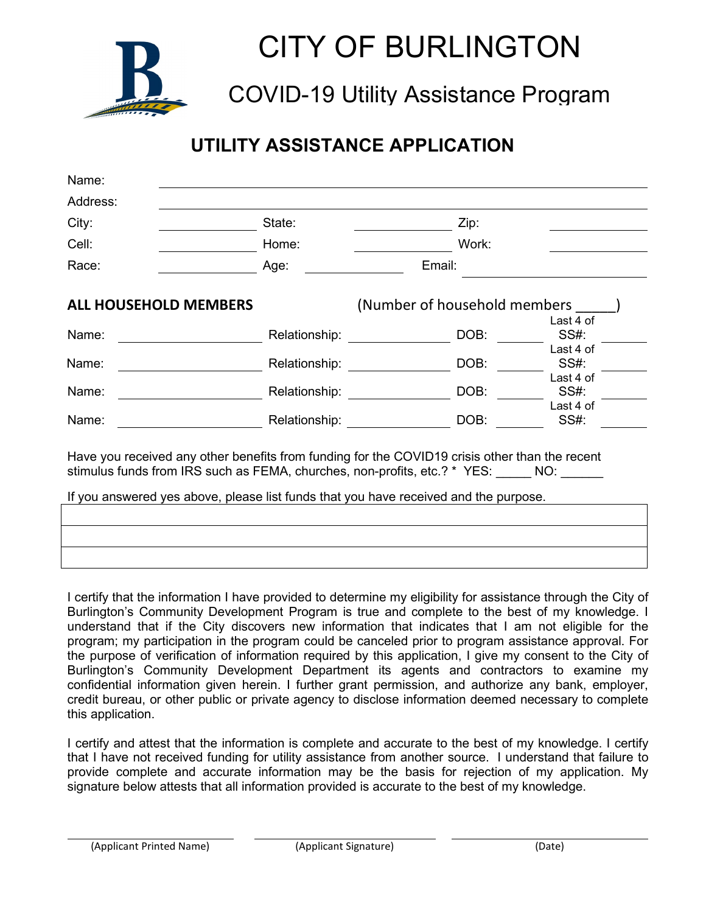# CITY OF BURLINGTON

## COVID-19 Utility Assistance Program

## UTILITY ASSISTANCE APPLICATION

Name: \_\_\_\_\_\_\_\_\_\_\_\_\_\_\_\_\_\_\_\_\_\_\_\_\_\_\_\_\_\_\_\_\_\_\_\_\_\_\_\_

Address: \_\_\_\_\_\_\_\_\_\_\_\_\_\_\_\_\_\_\_\_\_\_\_\_\_\_\_\_\_\_\_\_\_\_\_\_\_\_\_\_

City: \_\_\_\_\_\_\_\_\_\_ State: \_\_\_\_\_\_\_\_\_\_ Zip: \_\_\_\_\_\_\_\_\_\_

Cell: \_\_\_\_\_\_\_\_\_\_ Home: \_\_\_\_\_\_\_\_\_\_ Work: \_\_\_\_\_\_\_\_\_\_

Race: \_\_\_\_\_\_\_\_\_\_ Age: \_\_\_\_\_\_\_\_\_\_ Email: \_\_\_\_\_\_\_\_\_\_\_\_\_\_\_\_

**ALL HOUSEHOLD MEMBERS** (Number of household members \_\_\_\_\_)

Name: \_\_\_\_\_\_\_\_\_\_\_\_\_\_\_ Relationship: \_\_\_\_\_\_\_\_\_\_ DOB: \_\_\_\_\_\_ Last 4 of SS#: \_\_\_\_\_\_

Name: \_\_\_\_\_\_\_\_\_\_\_\_\_\_\_ Relationship: \_\_\_\_\_\_\_\_\_\_ DOB: \_\_\_\_\_\_ Last 4 of SS#: \_\_\_\_\_\_

Name: \_\_\_\_\_\_\_\_\_\_\_\_\_\_\_ Relationship: \_\_\_\_\_\_\_\_\_\_ DOB: \_\_\_\_\_\_ Last 4 of SS#: \_\_\_\_\_\_

Name: \_\_\_\_\_\_\_\_\_\_\_\_\_\_\_ Relationship: \_\_\_\_\_\_\_\_\_\_ DOB: \_\_\_\_\_\_ Last 4 of SS#: \_\_\_\_\_\_

Have you received any other benefits from funding for the COVID19 crisis other than the recent stimulus funds from IRS such as FEMA, churches, non-profits, etc.? * YES: \_\_\_\_\_ NO: \_\_\_\_\_\_

If you answered yes above, please list funds that you have received and the purpose.

| |
|---|
| |
| |
| |

I certify that the information I have provided to determine my eligibility for assistance through the City of Burlington's Community Development Program is true and complete to the best of my knowledge. I understand that if the City discovers new information that indicates that I am not eligible for the program; my participation in the program could be canceled prior to program assistance approval. For the purpose of verification of information required by this application, I give my consent to the City of Burlington's Community Development Department its agents and contractors to examine my confidential information given herein. I further grant permission, and authorize any bank, employer, credit bureau, or other public or private agency to disclose information deemed necessary to complete this application.

I certify and attest that the information is complete and accurate to the best of my knowledge. I certify that I have not received funding for utility assistance from another source. I understand that failure to provide complete and accurate information may be the basis for rejection of my application. My signature below attests that all information provided is accurate to the best of my knowledge.

\_\_\_\_\_\_\_\_\_\_\_\_\_\_\_\_\_\_\_\_ \_\_\_\_\_\_\_\_\_\_\_\_\_\_\_\_\_\_\_\_ \_\_\_\_\_\_\_\_\_\_\_\_\_\_\_\_\_\_\_\_

(Applicant Printed Name) (Applicant Signature) (Date)